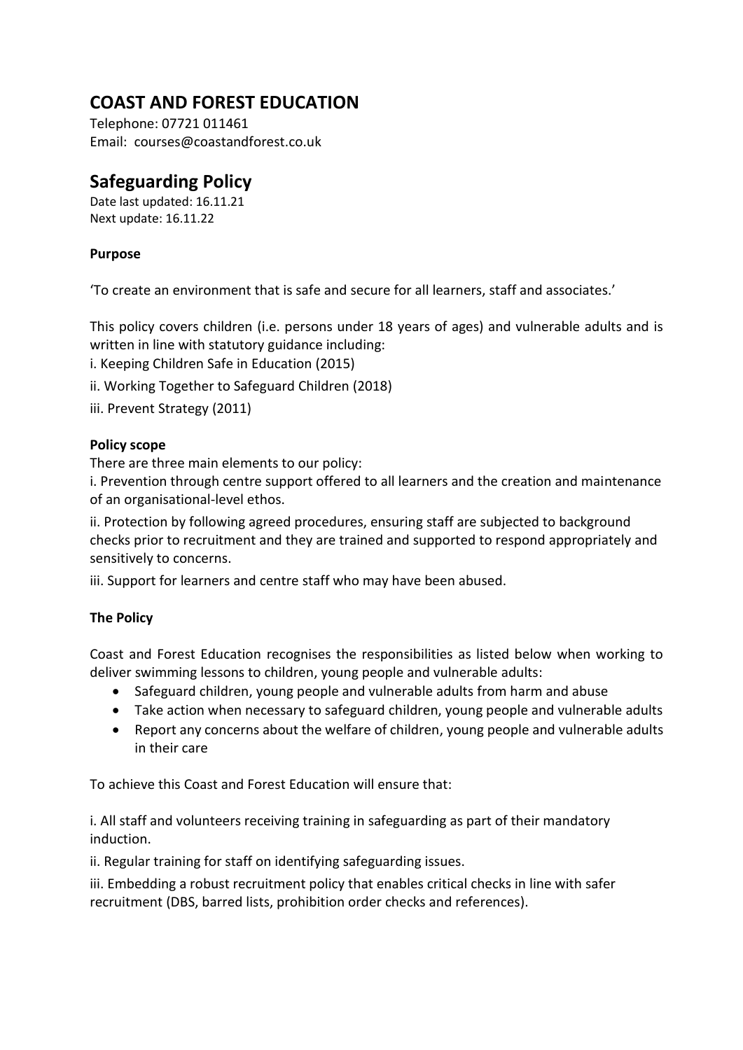# COAST AND FOREST EDUCATION

Telephone: 07721 011461
Email: courses@coastandforest.co.uk

## Safeguarding Policy

Date last updated: 16.11.21
Next update: 16.11.22

**Purpose**

'To create an environment that is safe and secure for all learners, staff and associates.'

This policy covers children (i.e. persons under 18 years of ages) and vulnerable adults and is written in line with statutory guidance including:

i. Keeping Children Safe in Education (2015)

ii. Working Together to Safeguard Children (2018)

iii. Prevent Strategy (2011)

**Policy scope**

There are three main elements to our policy:

i. Prevention through centre support offered to all learners and the creation and maintenance of an organisational-level ethos.

ii. Protection by following agreed procedures, ensuring staff are subjected to background checks prior to recruitment and they are trained and supported to respond appropriately and sensitively to concerns.

iii. Support for learners and centre staff who may have been abused.

**The Policy**

Coast and Forest Education recognises the responsibilities as listed below when working to deliver swimming lessons to children, young people and vulnerable adults:

- Safeguard children, young people and vulnerable adults from harm and abuse
- Take action when necessary to safeguard children, young people and vulnerable adults
- Report any concerns about the welfare of children, young people and vulnerable adults in their care

To achieve this Coast and Forest Education will ensure that:

i. All staff and volunteers receiving training in safeguarding as part of their mandatory induction.

ii. Regular training for staff on identifying safeguarding issues.

iii. Embedding a robust recruitment policy that enables critical checks in line with safer recruitment (DBS, barred lists, prohibition order checks and references).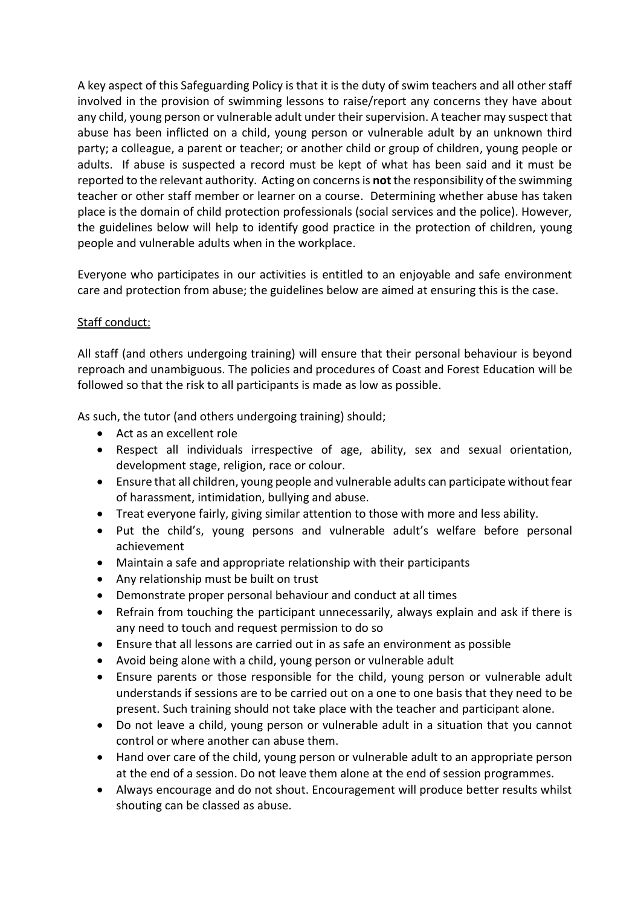A key aspect of this Safeguarding Policy is that it is the duty of swim teachers and all other staff involved in the provision of swimming lessons to raise/report any concerns they have about any child, young person or vulnerable adult under their supervision. A teacher may suspect that abuse has been inflicted on a child, young person or vulnerable adult by an unknown third party; a colleague, a parent or teacher; or another child or group of children, young people or adults. If abuse is suspected a record must be kept of what has been said and it must be reported to the relevant authority. Acting on concerns is **not** the responsibility of the swimming teacher or other staff member or learner on a course. Determining whether abuse has taken place is the domain of child protection professionals (social services and the police). However, the guidelines below will help to identify good practice in the protection of children, young people and vulnerable adults when in the workplace.

Everyone who participates in our activities is entitled to an enjoyable and safe environment care and protection from abuse; the guidelines below are aimed at ensuring this is the case.

<u>Staff conduct:</u>

All staff (and others undergoing training) will ensure that their personal behaviour is beyond reproach and unambiguous. The policies and procedures of Coast and Forest Education will be followed so that the risk to all participants is made as low as possible.

As such, the tutor (and others undergoing training) should;

- Act as an excellent role
- Respect all individuals irrespective of age, ability, sex and sexual orientation, development stage, religion, race or colour.
- Ensure that all children, young people and vulnerable adults can participate without fear of harassment, intimidation, bullying and abuse.
- Treat everyone fairly, giving similar attention to those with more and less ability.
- Put the child's, young persons and vulnerable adult's welfare before personal achievement
- Maintain a safe and appropriate relationship with their participants
- Any relationship must be built on trust
- Demonstrate proper personal behaviour and conduct at all times
- Refrain from touching the participant unnecessarily, always explain and ask if there is any need to touch and request permission to do so
- Ensure that all lessons are carried out in as safe an environment as possible
- Avoid being alone with a child, young person or vulnerable adult
- Ensure parents or those responsible for the child, young person or vulnerable adult understands if sessions are to be carried out on a one to one basis that they need to be present. Such training should not take place with the teacher and participant alone.
- Do not leave a child, young person or vulnerable adult in a situation that you cannot control or where another can abuse them.
- Hand over care of the child, young person or vulnerable adult to an appropriate person at the end of a session. Do not leave them alone at the end of session programmes.
- Always encourage and do not shout. Encouragement will produce better results whilst shouting can be classed as abuse.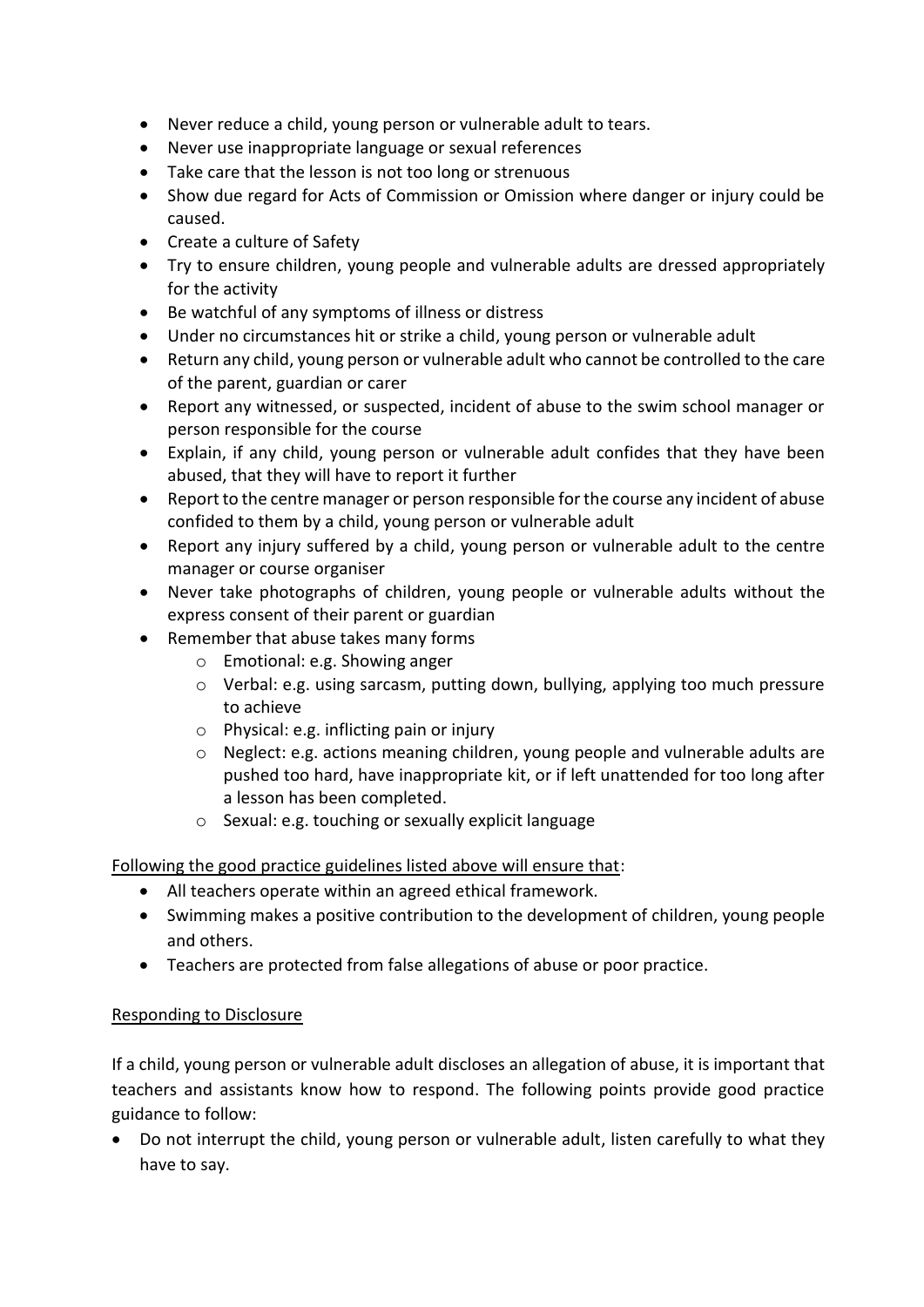- Never reduce a child, young person or vulnerable adult to tears.
- Never use inappropriate language or sexual references
- Take care that the lesson is not too long or strenuous
- Show due regard for Acts of Commission or Omission where danger or injury could be caused.
- Create a culture of Safety
- Try to ensure children, young people and vulnerable adults are dressed appropriately for the activity
- Be watchful of any symptoms of illness or distress
- Under no circumstances hit or strike a child, young person or vulnerable adult
- Return any child, young person or vulnerable adult who cannot be controlled to the care of the parent, guardian or carer
- Report any witnessed, or suspected, incident of abuse to the swim school manager or person responsible for the course
- Explain, if any child, young person or vulnerable adult confides that they have been abused, that they will have to report it further
- Report to the centre manager or person responsible for the course any incident of abuse confided to them by a child, young person or vulnerable adult
- Report any injury suffered by a child, young person or vulnerable adult to the centre manager or course organiser
- Never take photographs of children, young people or vulnerable adults without the express consent of their parent or guardian
- Remember that abuse takes many forms
    - Emotional: e.g. Showing anger
    - Verbal: e.g. using sarcasm, putting down, bullying, applying too much pressure to achieve
    - Physical: e.g. inflicting pain or injury
    - Neglect: e.g. actions meaning children, young people and vulnerable adults are pushed too hard, have inappropriate kit, or if left unattended for too long after a lesson has been completed.
    - Sexual: e.g. touching or sexually explicit language

<u>Following the good practice guidelines listed above will ensure that</u>:

- All teachers operate within an agreed ethical framework.
- Swimming makes a positive contribution to the development of children, young people and others.
- Teachers are protected from false allegations of abuse or poor practice.

<u>Responding to Disclosure</u>

If a child, young person or vulnerable adult discloses an allegation of abuse, it is important that teachers and assistants know how to respond. The following points provide good practice guidance to follow:

- Do not interrupt the child, young person or vulnerable adult, listen carefully to what they have to say.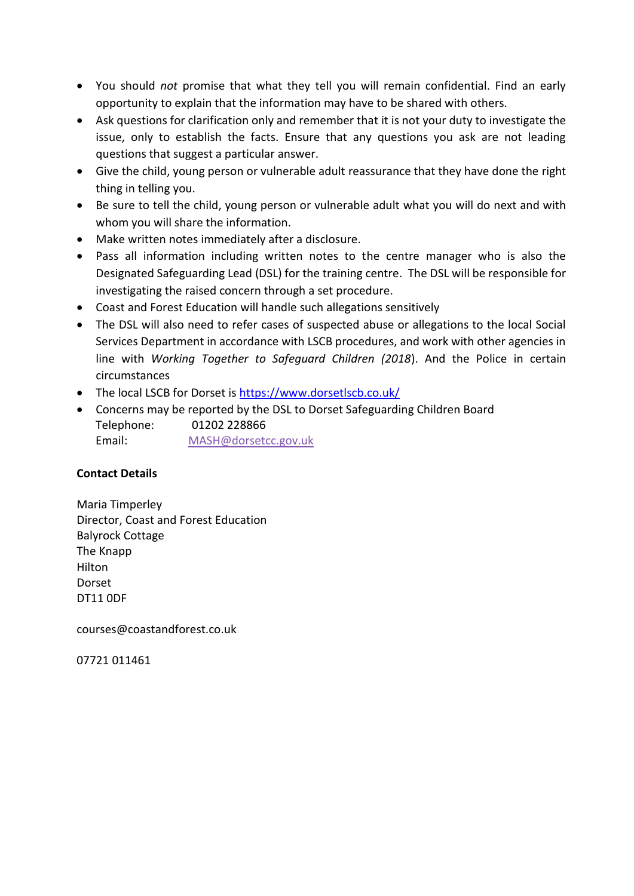- You should *not* promise that what they tell you will remain confidential. Find an early opportunity to explain that the information may have to be shared with others.
- Ask questions for clarification only and remember that it is not your duty to investigate the issue, only to establish the facts. Ensure that any questions you ask are not leading questions that suggest a particular answer.
- Give the child, young person or vulnerable adult reassurance that they have done the right thing in telling you.
- Be sure to tell the child, young person or vulnerable adult what you will do next and with whom you will share the information.
- Make written notes immediately after a disclosure.
- Pass all information including written notes to the centre manager who is also the Designated Safeguarding Lead (DSL) for the training centre. The DSL will be responsible for investigating the raised concern through a set procedure.
- Coast and Forest Education will handle such allegations sensitively
- The DSL will also need to refer cases of suspected abuse or allegations to the local Social Services Department in accordance with LSCB procedures, and work with other agencies in line with *Working Together to Safeguard Children (2018*). And the Police in certain circumstances
- The local LSCB for Dorset is [https://www.dorsetlscb.co.uk/](https://www.dorsetlscb.co.uk/)
- Concerns may be reported by the DSL to Dorset Safeguarding Children Board
  Telephone: 01202 228866
  Email: [MASH@dorsetcc.gov.uk](mailto:MASH@dorsetcc.gov.uk)

**Contact Details**

Maria Timperley
Director, Coast and Forest Education
Balyrock Cottage
The Knapp
Hilton
Dorset
DT11 0DF

courses@coastandforest.co.uk

07721 011461